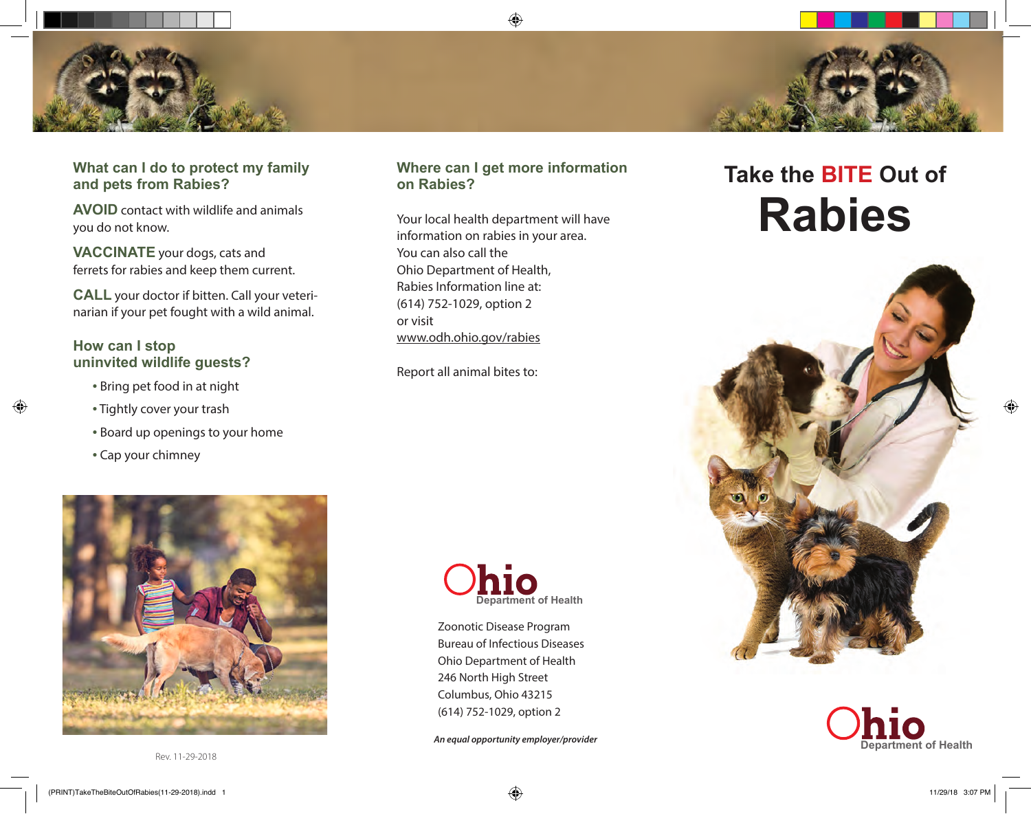## What can I do to protect my family and pets from Rabies?

**AVOID** contact with wildlife and animals you do not know.

**VACCINATE** your dogs, cats and ferrets for rabies and keep them current.

**CALL** your doctor if bitten. Call your veterinarian if your pet fought with a wild animal.

## How can I stop uninvited wildlife guests?

- Bring pet food in at night
- Tightly cover your trash
- Board up openings to your home
- Cap your chimney

Rev. 11-29-2018

## Where can I get more information on Rabies?

Your local health department will have information on rabies in your area.
You can also call the
Ohio Department of Health,
Rabies Information line at:
(614) 752-1029, option 2
or visit
www.odh.ohio.gov/rabies

Report all animal bites to:

Ohio Department of Health

Zoonotic Disease Program
Bureau of Infectious Diseases
Ohio Department of Health
246 North High Street
Columbus, Ohio 43215
(614) 752-1029, option 2

*An equal opportunity employer/provider*

# Take the BITE Out of Rabies

Ohio Department of Health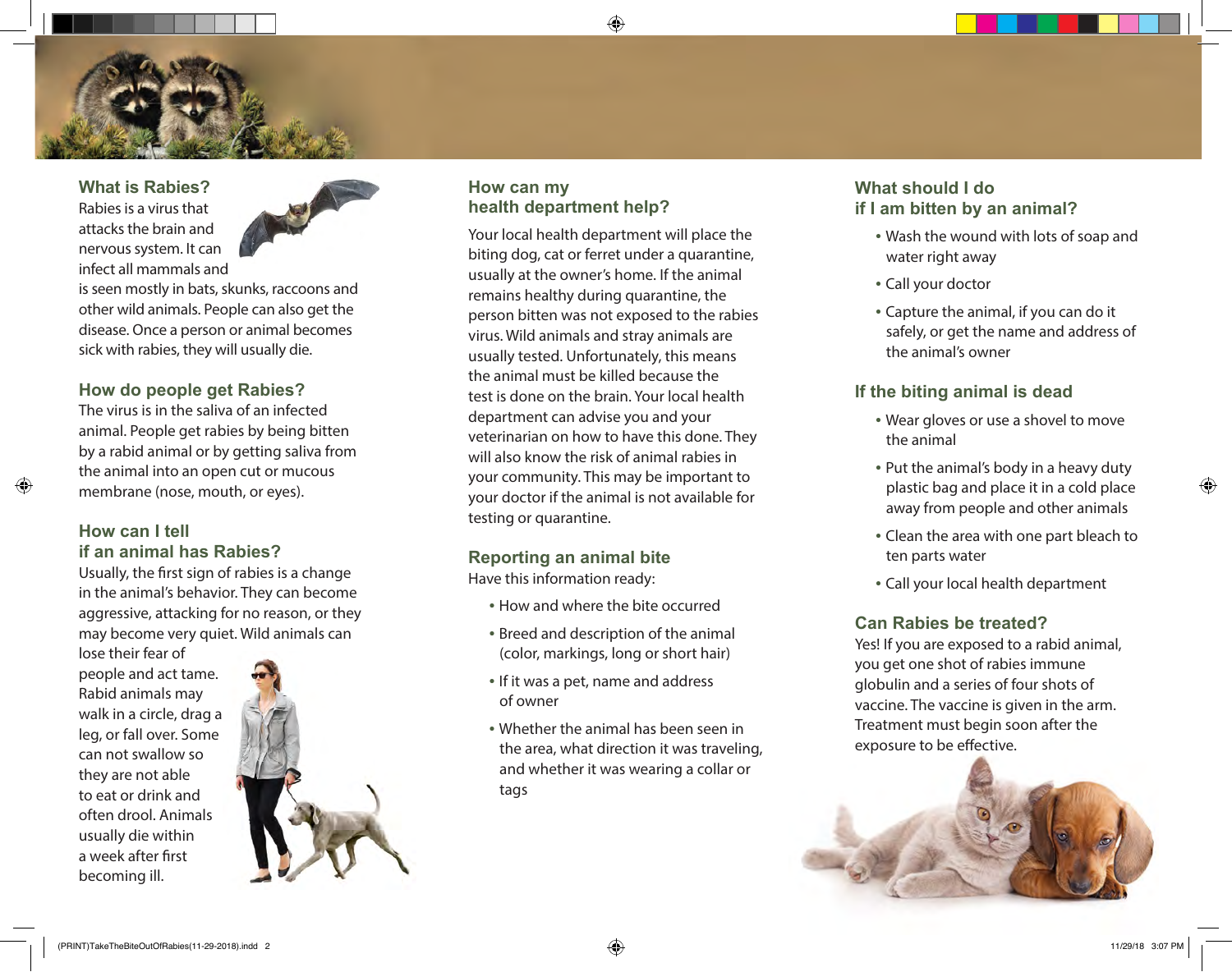## What is Rabies?

Rabies is a virus that attacks the brain and nervous system. It can infect all mammals and is seen mostly in bats, skunks, raccoons and other wild animals. People can also get the disease. Once a person or animal becomes sick with rabies, they will usually die.

## How do people get Rabies?

The virus is in the saliva of an infected animal. People get rabies by being bitten by a rabid animal or by getting saliva from the animal into an open cut or mucous membrane (nose, mouth, or eyes).

## How can I tell if an animal has Rabies?

Usually, the first sign of rabies is a change in the animal's behavior. They can become aggressive, attacking for no reason, or they may become very quiet. Wild animals can lose their fear of people and act tame. Rabid animals may walk in a circle, drag a leg, or fall over. Some can not swallow so they are not able to eat or drink and often drool. Animals usually die within a week after first becoming ill.

## How can my health department help?

Your local health department will place the biting dog, cat or ferret under a quarantine, usually at the owner's home. If the animal remains healthy during quarantine, the person bitten was not exposed to the rabies virus. Wild animals and stray animals are usually tested. Unfortunately, this means the animal must be killed because the test is done on the brain. Your local health department can advise you and your veterinarian on how to have this done. They will also know the risk of animal rabies in your community. This may be important to your doctor if the animal is not available for testing or quarantine.

## Reporting an animal bite

Have this information ready:

- How and where the bite occurred
- Breed and description of the animal (color, markings, long or short hair)
- If it was a pet, name and address of owner
- Whether the animal has been seen in the area, what direction it was traveling, and whether it was wearing a collar or tags

## What should I do if I am bitten by an animal?

- Wash the wound with lots of soap and water right away
- Call your doctor
- Capture the animal, if you can do it safely, or get the name and address of the animal's owner

## If the biting animal is dead

- Wear gloves or use a shovel to move the animal
- Put the animal's body in a heavy duty plastic bag and place it in a cold place away from people and other animals
- Clean the area with one part bleach to ten parts water
- Call your local health department

## Can Rabies be treated?

Yes! If you are exposed to a rabid animal, you get one shot of rabies immune globulin and a series of four shots of vaccine. The vaccine is given in the arm. Treatment must begin soon after the exposure to be effective.